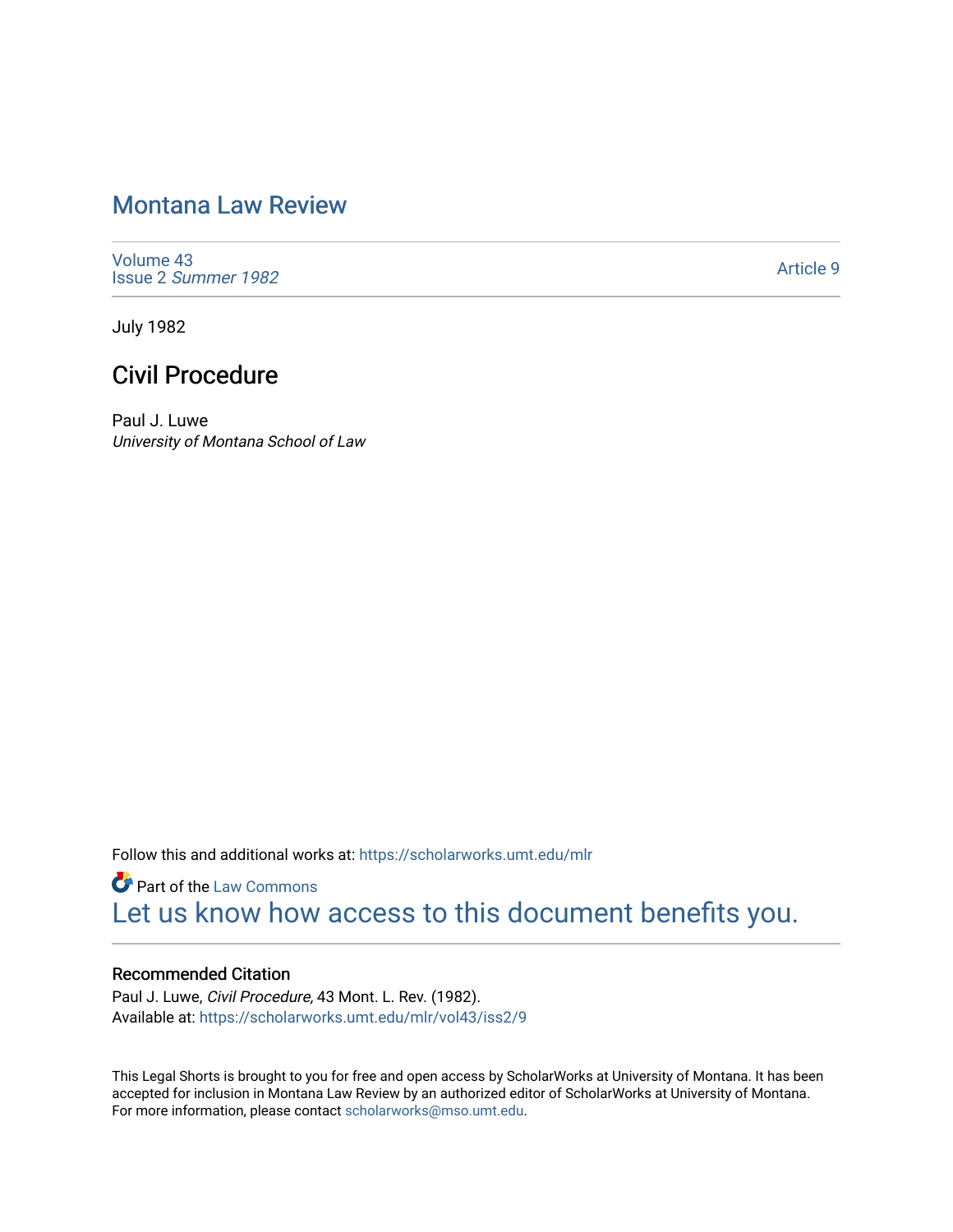# Montana Law Review

Volume 43
Issue 2 *Summer 1982*

Article 9

July 1982

## Civil Procedure

Paul J. Luwe
*University of Montana School of Law*

Follow this and additional works at: https://scholarworks.umt.edu/mlr

Part of the Law Commons

Let us know how access to this document benefits you.

### Recommended Citation

Paul J. Luwe, *Civil Procedure,* 43 Mont. L. Rev. (1982).
Available at: https://scholarworks.umt.edu/mlr/vol43/iss2/9

This Legal Shorts is brought to you for free and open access by ScholarWorks at University of Montana. It has been accepted for inclusion in Montana Law Review by an authorized editor of ScholarWorks at University of Montana. For more information, please contact scholarworks@mso.umt.edu.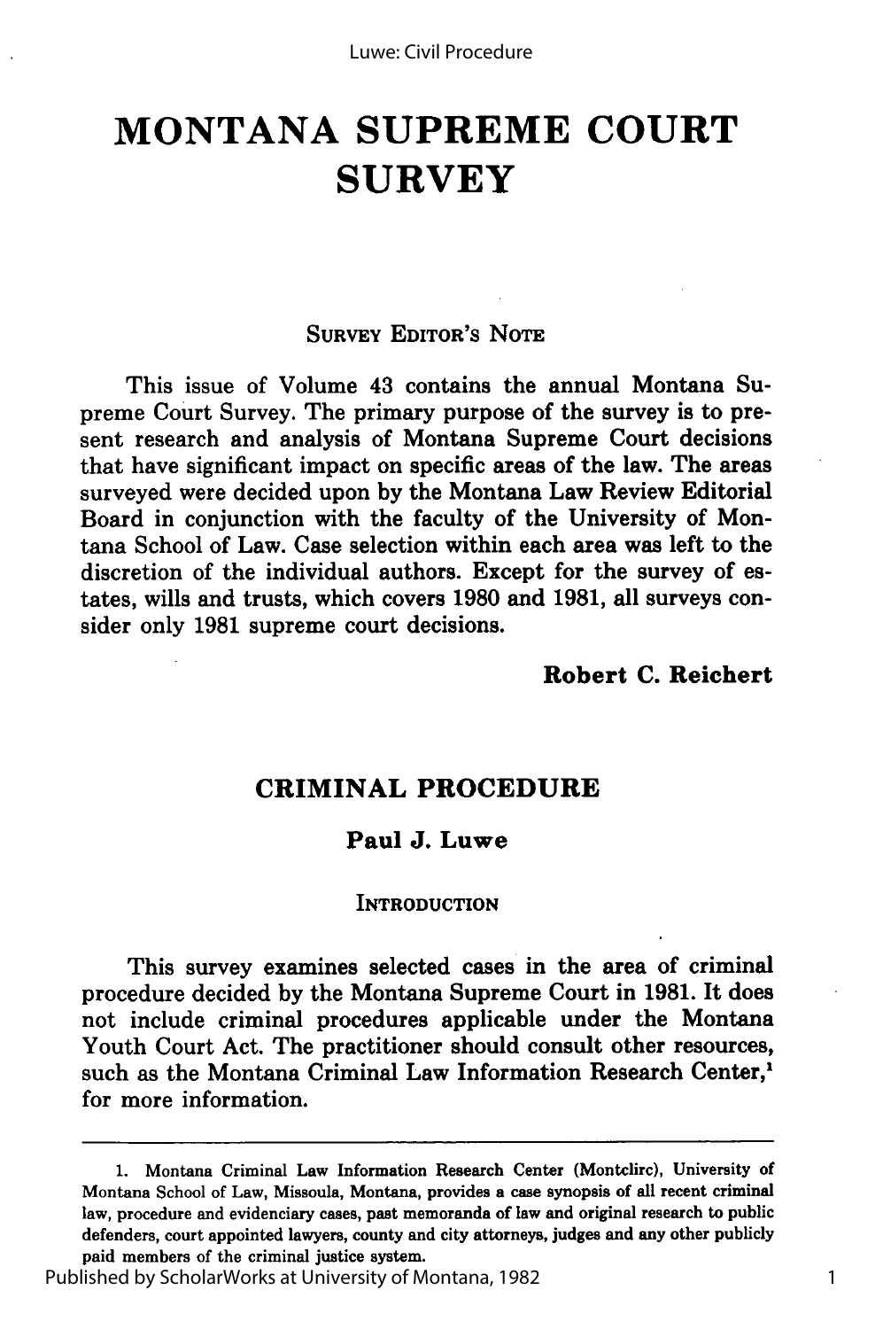# MONTANA SUPREME COURT SURVEY

### SURVEY EDITOR'S NOTE

This issue of Volume 43 contains the annual Montana Supreme Court Survey. The primary purpose of the survey is to present research and analysis of Montana Supreme Court decisions that have significant impact on specific areas of the law. The areas surveyed were decided upon by the Montana Law Review Editorial Board in conjunction with the faculty of the University of Montana School of Law. Case selection within each area was left to the discretion of the individual authors. Except for the survey of estates, wills and trusts, which covers 1980 and 1981, all surveys consider only 1981 supreme court decisions.

**Robert C. Reichert**

## CRIMINAL PROCEDURE

**Paul J. Luwe**

### INTRODUCTION

This survey examines selected cases in the area of criminal procedure decided by the Montana Supreme Court in 1981. It does not include criminal procedures applicable under the Montana Youth Court Act. The practitioner should consult other resources, such as the Montana Criminal Law Information Research Center,[1] for more information.

---

1. Montana Criminal Law Information Research Center (Montclirc), University of Montana School of Law, Missoula, Montana, provides a case synopsis of all recent criminal law, procedure and evidenciary cases, past memoranda of law and original research to public defenders, court appointed lawyers, county and city attorneys, judges and any other publicly paid members of the criminal justice system.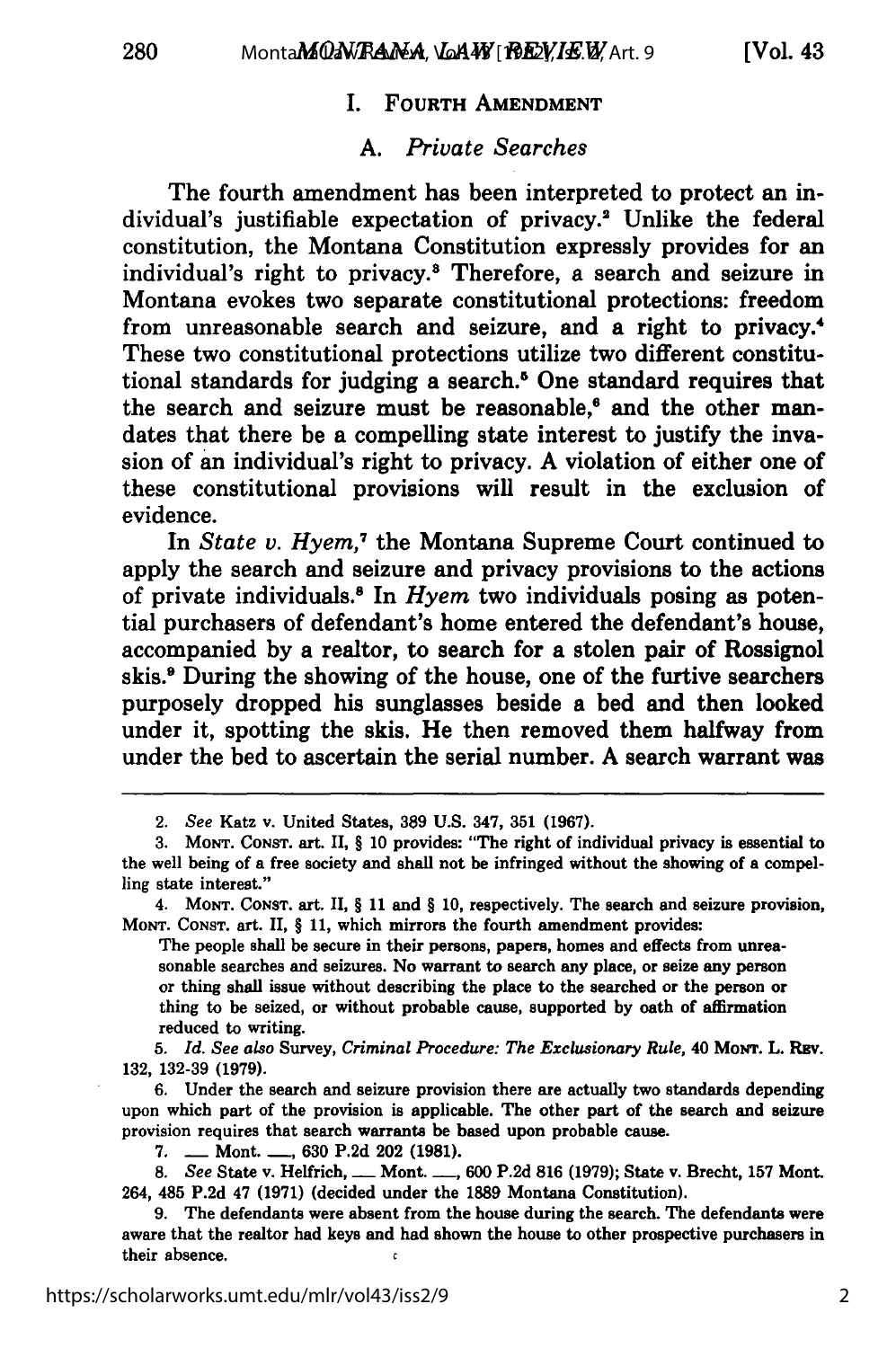## I. Fourth Amendment

### A. *Private Searches*

The fourth amendment has been interpreted to protect an individual's justifiable expectation of privacy.[2] Unlike the federal constitution, the Montana Constitution expressly provides for an individual's right to privacy.[3] Therefore, a search and seizure in Montana evokes two separate constitutional protections: freedom from unreasonable search and seizure, and a right to privacy.[4] These two constitutional protections utilize two different constitutional standards for judging a search.[5] One standard requires that the search and seizure must be reasonable,[6] and the other mandates that there be a compelling state interest to justify the invasion of an individual's right to privacy. A violation of either one of these constitutional provisions will result in the exclusion of evidence.

In *State v. Hyem*,[7] the Montana Supreme Court continued to apply the search and seizure and privacy provisions to the actions of private individuals.[8] In *Hyem* two individuals posing as potential purchasers of defendant's home entered the defendant's house, accompanied by a realtor, to search for a stolen pair of Rossignol skis.[9] During the showing of the house, one of the furtive searchers purposely dropped his sunglasses beside a bed and then looked under it, spotting the skis. He then removed them halfway from under the bed to ascertain the serial number. A search warrant was

---

2. *See* Katz v. United States, 389 U.S. 347, 351 (1967).

3. MONT. CONST. art. II, § 10 provides: "The right of individual privacy is essential to the well being of a free society and shall not be infringed without the showing of a compelling state interest."

4. MONT. CONST. art. II, § 11 and § 10, respectively. The search and seizure provision, MONT. CONST. art. II, § 11, which mirrors the fourth amendment provides:

> The people shall be secure in their persons, papers, homes and effects from unreasonable searches and seizures. No warrant to search any place, or seize any person or thing shall issue without describing the place to the searched or the person or thing to be seized, or without probable cause, supported by oath of affirmation reduced to writing.

5. *Id. See also* Survey, *Criminal Procedure: The Exclusionary Rule*, 40 MONT. L. REV. 132, 132-39 (1979).

6. Under the search and seizure provision there are actually two standards depending upon which part of the provision is applicable. The other part of the search and seizure provision requires that search warrants be based upon probable cause.

7. ___ Mont. ___, 630 P.2d 202 (1981).

8. *See* State v. Helfrich, ___ Mont. ___, 600 P.2d 816 (1979); State v. Brecht, 157 Mont. 264, 485 P.2d 47 (1971) (decided under the 1889 Montana Constitution).

9. The defendants were absent from the house during the search. The defendants were aware that the realtor had keys and had shown the house to other prospective purchasers in their absence.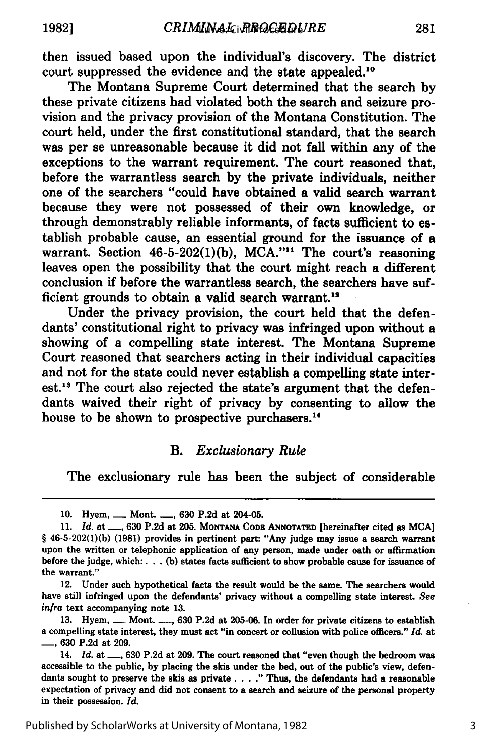then issued based upon the individual's discovery. The district court suppressed the evidence and the state appealed.[10]

The Montana Supreme Court determined that the search by these private citizens had violated both the search and seizure provision and the privacy provision of the Montana Constitution. The court held, under the first constitutional standard, that the search was per se unreasonable because it did not fall within any of the exceptions to the warrant requirement. The court reasoned that, before the warrantless search by the private individuals, neither one of the searchers "could have obtained a valid search warrant because they were not possessed of their own knowledge, or through demonstrably reliable informants, of facts sufficient to establish probable cause, an essential ground for the issuance of a warrant. Section 46-5-202(1)(b), MCA."[11] The court's reasoning leaves open the possibility that the court might reach a different conclusion if before the warrantless search, the searchers have sufficient grounds to obtain a valid search warrant.[12]

Under the privacy provision, the court held that the defendants' constitutional right to privacy was infringed upon without a showing of a compelling state interest. The Montana Supreme Court reasoned that searchers acting in their individual capacities and not for the state could never establish a compelling state interest.[13] The court also rejected the state's argument that the defendants waived their right of privacy by consenting to allow the house to be shown to prospective purchasers.[14]

### B. *Exclusionary Rule*

The exclusionary rule has been the subject of considerable

---

10. Hyem, ___ Mont. ___, 630 P.2d at 204-05.

11. *Id.* at ___, 630 P.2d at 205. MONTANA CODE ANNOTATED [hereinafter cited as MCA] § 46-5-202(1)(b) (1981) provides in pertinent part: "Any judge may issue a search warrant upon the written or telephonic application of any person, made under oath or affirmation before the judge, which: . . . (b) states facts sufficient to show probable cause for issuance of the warrant."

12. Under such hypothetical facts the result would be the same. The searchers would have still infringed upon the defendants' privacy without a compelling state interest. *See infra* text accompanying note 13.

13. Hyem, ___ Mont. ___, 630 P.2d at 205-06. In order for private citizens to establish a compelling state interest, they must act "in concert or collusion with police officers." *Id.* at ___, 630 P.2d at 209.

14. *Id.* at ___, 630 P.2d at 209. The court reasoned that "even though the bedroom was accessible to the public, by placing the skis under the bed, out of the public's view, defendants sought to preserve the skis as private . . . ." Thus, the defendants had a reasonable expectation of privacy and did not consent to a search and seizure of the personal property in their possession. *Id.*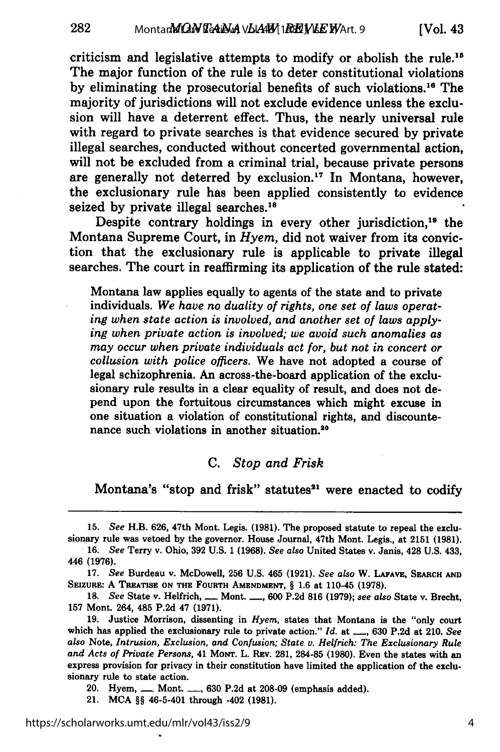criticism and legislative attempts to modify or abolish the rule.[15] The major function of the rule is to deter constitutional violations by eliminating the prosecutorial benefits of such violations.[16] The majority of jurisdictions will not exclude evidence unless the exclusion will have a deterrent effect. Thus, the nearly universal rule with regard to private searches is that evidence secured by private illegal searches, conducted without concerted governmental action, will not be excluded from a criminal trial, because private persons are generally not deterred by exclusion.[17] In Montana, however, the exclusionary rule has been applied consistently to evidence seized by private illegal searches.[18]

Despite contrary holdings in every other jurisdiction,[19] the Montana Supreme Court, in *Hyem*, did not waiver from its conviction that the exclusionary rule is applicable to private illegal searches. The court in reaffirming its application of the rule stated:

> Montana law applies equally to agents of the state and to private individuals. *We have no duality of rights, one set of laws operating when state action is involved, and another set of laws applying when private action is involved; we avoid such anomalies as may occur when private individuals act for, but not in concert or collusion with police officers.* We have not adopted a course of legal schizophrenia. An across-the-board application of the exclusionary rule results in a clear equality of result, and does not depend upon the fortuitous circumstances which might excuse in one situation a violation of constitutional rights, and discountenance such violations in another situation.[20]

### C. *Stop and Frisk*

Montana's "stop and frisk" statutes[21] were enacted to codify

---

15. *See* H.B. 626, 47th Mont. Legis. (1981). The proposed statute to repeal the exclusionary rule was vetoed by the governor. House Journal, 47th Mont. Legis., at 2151 (1981).

16. *See* Terry v. Ohio, 392 U.S. 1 (1968). *See also* United States v. Janis, 428 U.S. 433, 446 (1976).

17. *See* Burdeau v. McDowell, 256 U.S. 465 (1921). *See also* W. LAFAVE, SEARCH AND SEIZURE: A TREATISE ON THE FOURTH AMENDMENT, § 1.6 at 110-45 (1978).

18. *See* State v. Helfrich, ___ Mont. ___, 600 P.2d 816 (1979); *see also* State v. Brecht, 157 Mont. 264, 485 P.2d 47 (1971).

19. Justice Morrison, dissenting in *Hyem*, states that Montana is the "only court which has applied the exclusionary rule to private action." *Id.* at ___, 630 P.2d at 210. *See also* Note, *Intrusion, Exclusion, and Confusion; State v. Helfrich: The Exclusionary Rule and Acts of Private Persons*, 41 MONT. L. REV. 281, 284-85 (1980). Even the states with an express provision for privacy in their constitution have limited the application of the exclusionary rule to state action.

20. Hyem, ___ Mont. ___, 630 P.2d at 208-09 (emphasis added).

21. MCA §§ 46-5-401 through -402 (1981).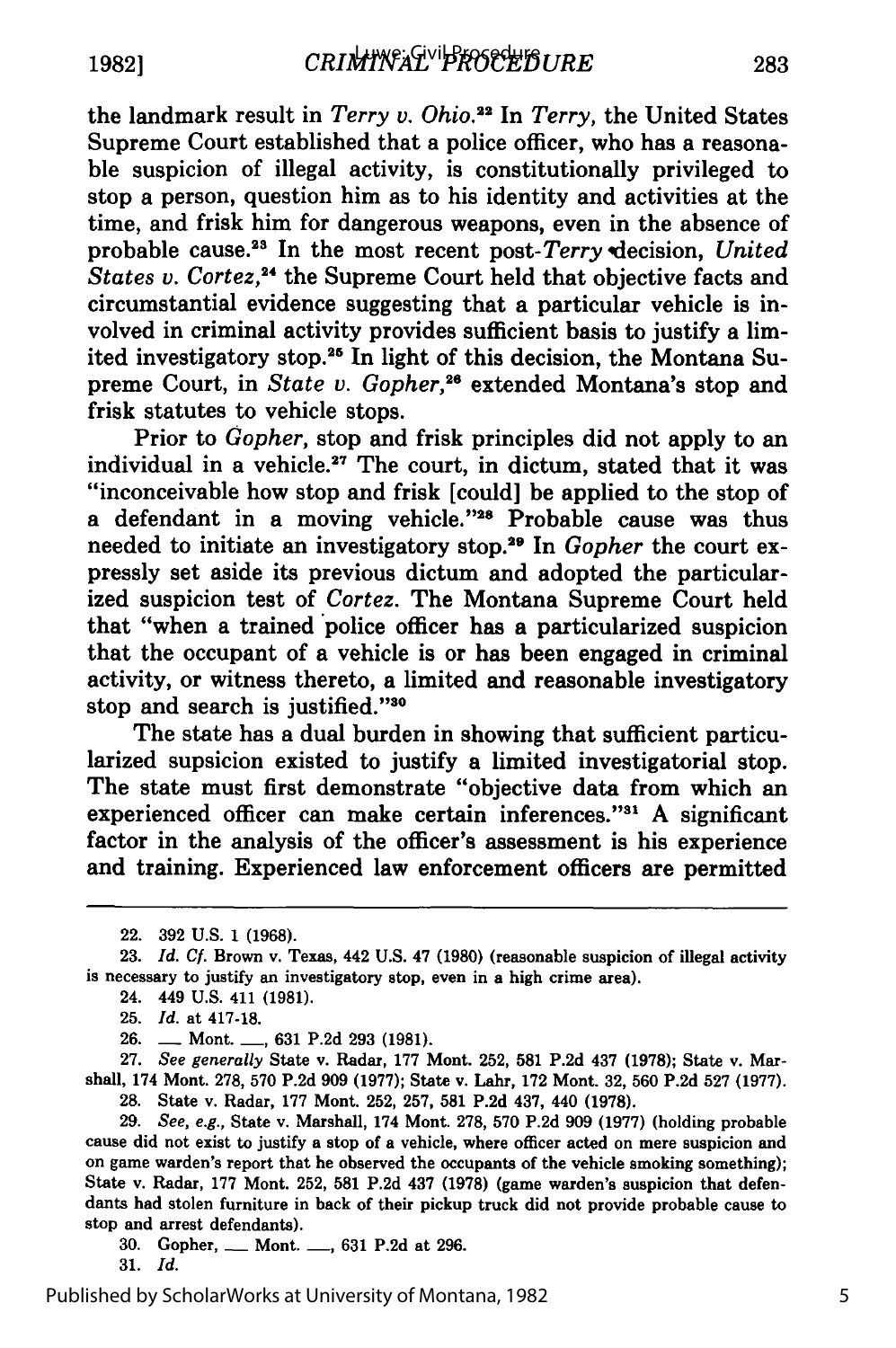the landmark result in *Terry v. Ohio*.[22] In *Terry*, the United States Supreme Court established that a police officer, who has a reasonable suspicion of illegal activity, is constitutionally privileged to stop a person, question him as to his identity and activities at the time, and frisk him for dangerous weapons, even in the absence of probable cause.[23] In the most recent post-*Terry* decision, *United States v. Cortez*,[24] the Supreme Court held that objective facts and circumstantial evidence suggesting that a particular vehicle is involved in criminal activity provides sufficient basis to justify a limited investigatory stop.[25] In light of this decision, the Montana Supreme Court, in *State v. Gopher*,[26] extended Montana's stop and frisk statutes to vehicle stops.

Prior to *Gopher*, stop and frisk principles did not apply to an individual in a vehicle.[27] The court, in dictum, stated that it was "inconceivable how stop and frisk [could] be applied to the stop of a defendant in a moving vehicle."[28] Probable cause was thus needed to initiate an investigatory stop.[29] In *Gopher* the court expressly set aside its previous dictum and adopted the particularized suspicion test of *Cortez*. The Montana Supreme Court held that "when a trained police officer has a particularized suspicion that the occupant of a vehicle is or has been engaged in criminal activity, or witness thereto, a limited and reasonable investigatory stop and search is justified."[30]

The state has a dual burden in showing that sufficient particularized supsicion existed to justify a limited investigatorial stop. The state must first demonstrate "objective data from which an experienced officer can make certain inferences."[31] A significant factor in the analysis of the officer's assessment is his experience and training. Experienced law enforcement officers are permitted

---

22. 392 U.S. 1 (1968).

23. *Id. Cf.* Brown v. Texas, 442 U.S. 47 (1980) (reasonable suspicion of illegal activity is necessary to justify an investigatory stop, even in a high crime area).

24. 449 U.S. 411 (1981).

25. *Id.* at 417-18.

26. ___ Mont. ___, 631 P.2d 293 (1981).

27. *See generally* State v. Radar, 177 Mont. 252, 581 P.2d 437 (1978); State v. Marshall, 174 Mont. 278, 570 P.2d 909 (1977); State v. Lahr, 172 Mont. 32, 560 P.2d 527 (1977).

28. State v. Radar, 177 Mont. 252, 257, 581 P.2d 437, 440 (1978).

29. *See, e.g.*, State v. Marshall, 174 Mont. 278, 570 P.2d 909 (1977) (holding probable cause did not exist to justify a stop of a vehicle, where officer acted on mere suspicion and on game warden's report that he observed the occupants of the vehicle smoking something); State v. Radar, 177 Mont. 252, 581 P.2d 437 (1978) (game warden's suspicion that defendants had stolen furniture in back of their pickup truck did not provide probable cause to stop and arrest defendants).

30. Gopher, ___ Mont. ___, 631 P.2d at 296.

31. *Id.*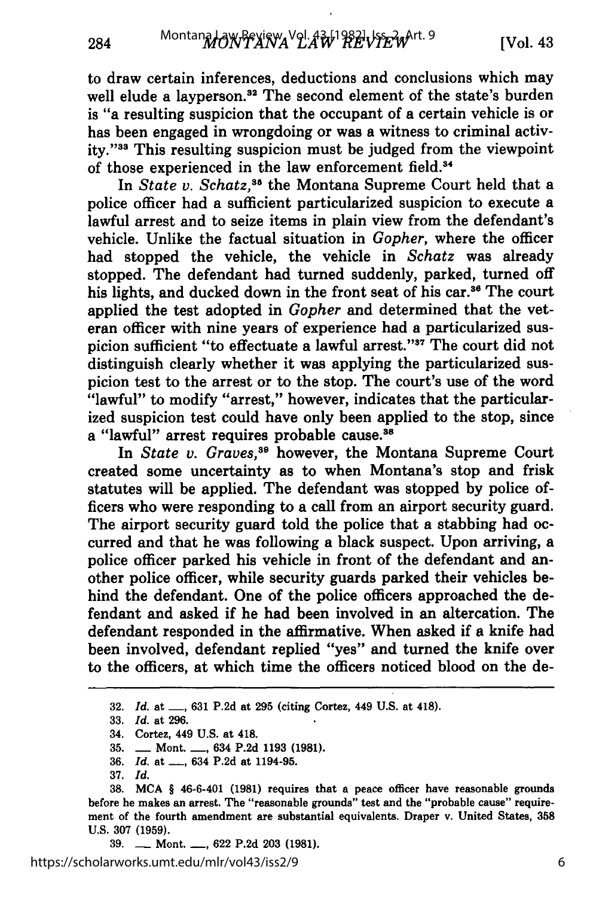to draw certain inferences, deductions and conclusions which may well elude a layperson.[32] The second element of the state's burden is "a resulting suspicion that the occupant of a certain vehicle is or has been engaged in wrongdoing or was a witness to criminal activity."[33] This resulting suspicion must be judged from the viewpoint of those experienced in the law enforcement field.[34]

In *State v. Schatz*,[35] the Montana Supreme Court held that a police officer had a sufficient particularized suspicion to execute a lawful arrest and to seize items in plain view from the defendant's vehicle. Unlike the factual situation in *Gopher*, where the officer had stopped the vehicle, the vehicle in *Schatz* was already stopped. The defendant had turned suddenly, parked, turned off his lights, and ducked down in the front seat of his car.[36] The court applied the test adopted in *Gopher* and determined that the veteran officer with nine years of experience had a particularized suspicion sufficient "to effectuate a lawful arrest."[37] The court did not distinguish clearly whether it was applying the particularized suspicion test to the arrest or to the stop. The court's use of the word "lawful" to modify "arrest," however, indicates that the particularized suspicion test could have only been applied to the stop, since a "lawful" arrest requires probable cause.[38]

In *State v. Graves*,[39] however, the Montana Supreme Court created some uncertainty as to when Montana's stop and frisk statutes will be applied. The defendant was stopped by police officers who were responding to a call from an airport security guard. The airport security guard told the police that a stabbing had occurred and that he was following a black suspect. Upon arriving, a police officer parked his vehicle in front of the defendant and another police officer, while security guards parked their vehicles behind the defendant. One of the police officers approached the defendant and asked if he had been involved in an altercation. The defendant responded in the affirmative. When asked if a knife had been involved, defendant replied "yes" and turned the knife over to the officers, at which time the officers noticed blood on the de-

---

32. *Id.* at ___, 631 P.2d at 295 (citing Cortez, 449 U.S. at 418).
33. *Id.* at 296.
34. Cortez, 449 U.S. at 418.
35. ___ Mont. ___, 634 P.2d 1193 (1981).
36. *Id.* at ___, 634 P.2d at 1194-95.
37. *Id.*
38. MCA § 46-6-401 (1981) requires that a peace officer have reasonable grounds before he makes an arrest. The "reasonable grounds" test and the "probable cause" requirement of the fourth amendment are substantial equivalents. Draper v. United States, 358 U.S. 307 (1959).
39. ___ Mont. ___, 622 P.2d 203 (1981).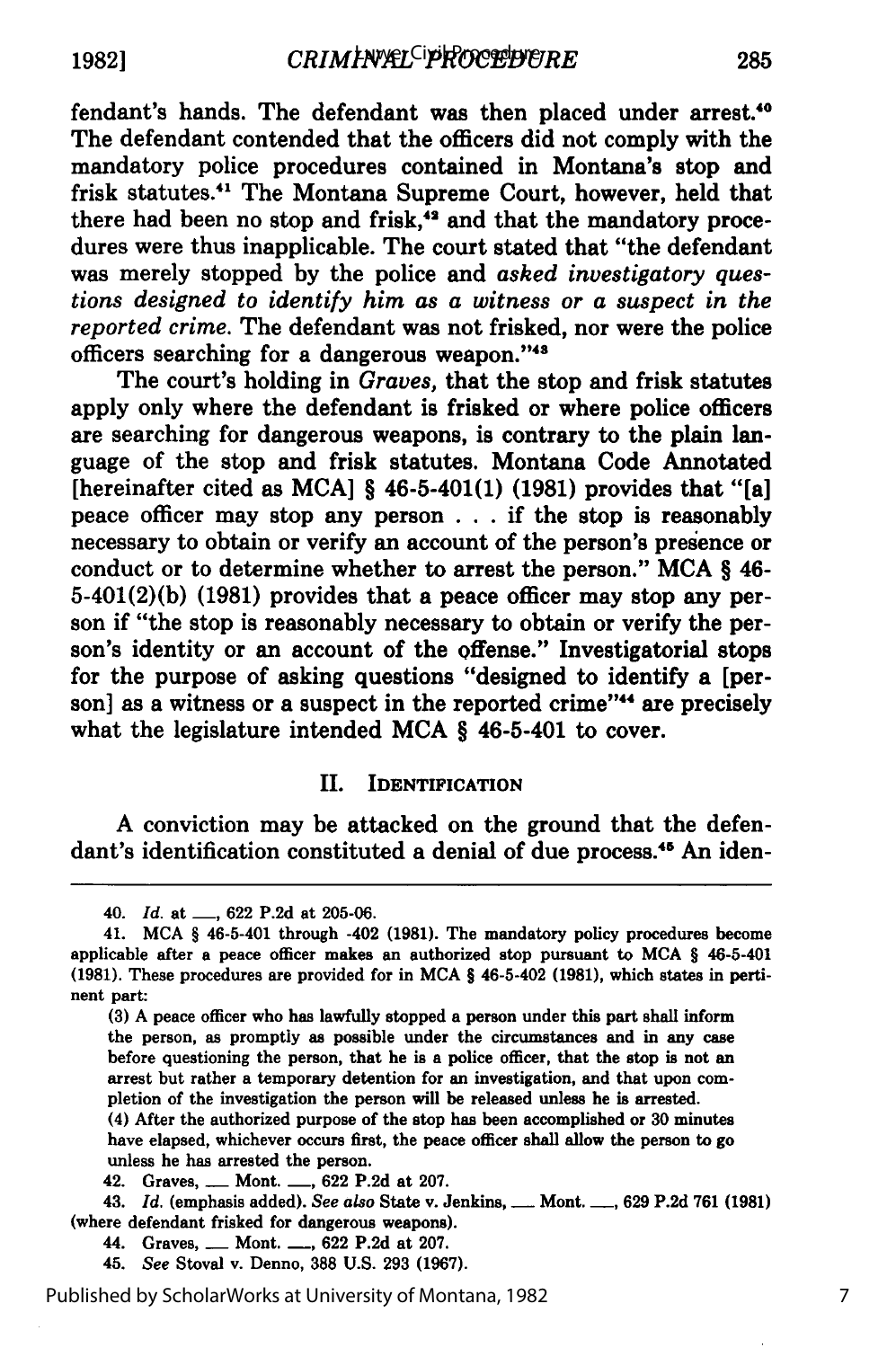fendant's hands. The defendant was then placed under arrest.[40] The defendant contended that the officers did not comply with the mandatory police procedures contained in Montana's stop and frisk statutes.[41] The Montana Supreme Court, however, held that there had been no stop and frisk,[42] and that the mandatory procedures were thus inapplicable. The court stated that "the defendant was merely stopped by the police and *asked investigatory questions designed to identify him as a witness or a suspect in the reported crime.* The defendant was not frisked, nor were the police officers searching for a dangerous weapon."[43]

The court's holding in *Graves*, that the stop and frisk statutes apply only where the defendant is frisked or where police officers are searching for dangerous weapons, is contrary to the plain language of the stop and frisk statutes. Montana Code Annotated [hereinafter cited as MCA] § 46-5-401(1) (1981) provides that "[a] peace officer may stop any person . . . if the stop is reasonably necessary to obtain or verify an account of the person's presence or conduct or to determine whether to arrest the person." MCA § 46-5-401(2)(b) (1981) provides that a peace officer may stop any person if "the stop is reasonably necessary to obtain or verify the person's identity or an account of the offense." Investigatorial stops for the purpose of asking questions "designed to identify a [person] as a witness or a suspect in the reported crime"[44] are precisely what the legislature intended MCA § 46-5-401 to cover.

## II. Identification

A conviction may be attacked on the ground that the defendant's identification constituted a denial of due process.[45] An iden-

---

40. *Id.* at ___, 622 P.2d at 205-06.

41. MCA § 46-5-401 through -402 (1981). The mandatory policy procedures become applicable after a peace officer makes an authorized stop pursuant to MCA § 46-5-401 (1981). These procedures are provided for in MCA § 46-5-402 (1981), which states in pertinent part:

> (3) A peace officer who has lawfully stopped a person under this part shall inform the person, as promptly as possible under the circumstances and in any case before questioning the person, that he is a police officer, that the stop is not an arrest but rather a temporary detention for an investigation, and that upon completion of the investigation the person will be released unless he is arrested.
>
> (4) After the authorized purpose of the stop has been accomplished or 30 minutes have elapsed, whichever occurs first, the peace officer shall allow the person to go unless he has arrested the person.

42. Graves, ___ Mont. ___, 622 P.2d at 207.

43. *Id.* (emphasis added). *See also* State v. Jenkins, ___ Mont. ___, 629 P.2d 761 (1981) (where defendant frisked for dangerous weapons).

44. Graves, ___ Mont. ___, 622 P.2d at 207.

45. *See* Stoval v. Denno, 388 U.S. 293 (1967).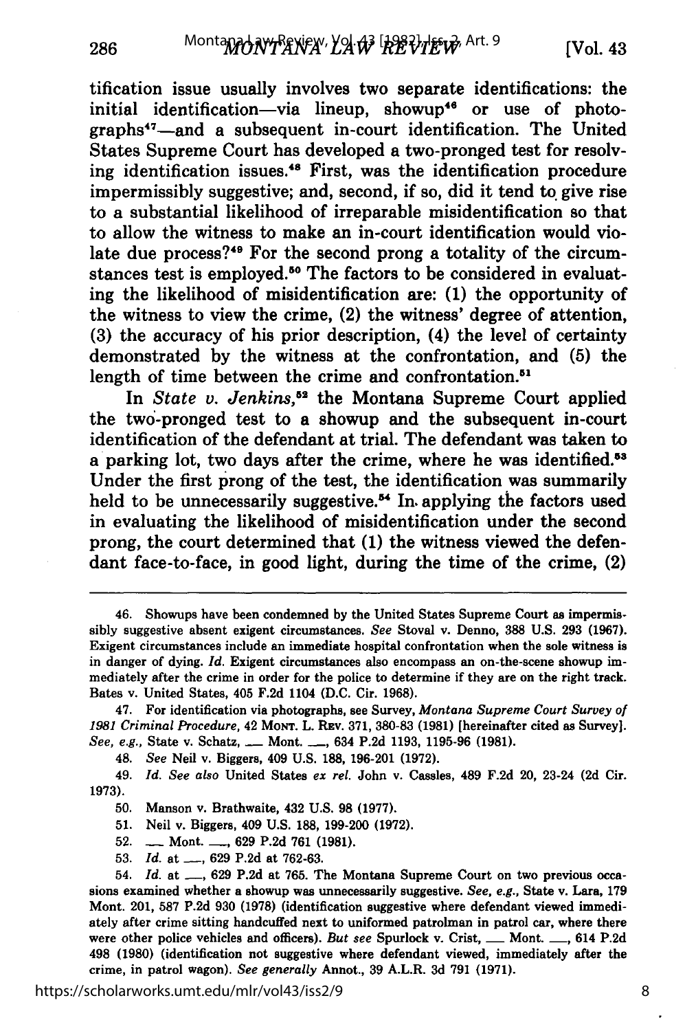tification issue usually involves two separate identifications: the initial identification—via lineup, showup[46] or use of photographs[47]—and a subsequent in-court identification. The United States Supreme Court has developed a two-pronged test for resolving identification issues.[48] First, was the identification procedure impermissibly suggestive; and, second, if so, did it tend to give rise to a substantial likelihood of irreparable misidentification so that to allow the witness to make an in-court identification would violate due process?[49] For the second prong a totality of the circumstances test is employed.[50] The factors to be considered in evaluating the likelihood of misidentification are: (1) the opportunity of the witness to view the crime, (2) the witness' degree of attention, (3) the accuracy of his prior description, (4) the level of certainty demonstrated by the witness at the confrontation, and (5) the length of time between the crime and confrontation.[51]

In *State v. Jenkins*,[52] the Montana Supreme Court applied the two-pronged test to a showup and the subsequent in-court identification of the defendant at trial. The defendant was taken to a parking lot, two days after the crime, where he was identified.[53] Under the first prong of the test, the identification was summarily held to be unnecessarily suggestive.[54] In applying the factors used in evaluating the likelihood of misidentification under the second prong, the court determined that (1) the witness viewed the defendant face-to-face, in good light, during the time of the crime, (2)

---

46. Showups have been condemned by the United States Supreme Court as impermissibly suggestive absent exigent circumstances. *See* Stoval v. Denno, 388 U.S. 293 (1967). Exigent circumstances include an immediate hospital confrontation when the sole witness is in danger of dying. *Id.* Exigent circumstances also encompass an on-the-scene showup immediately after the crime in order for the police to determine if they are on the right track. Bates v. United States, 405 F.2d 1104 (D.C. Cir. 1968).

47. For identification via photographs, see Survey, *Montana Supreme Court Survey of 1981 Criminal Procedure*, 42 MONT. L. REV. 371, 380-83 (1981) [hereinafter cited as Survey]. *See, e.g.*, State v. Schatz, ___ Mont. ___, 634 P.2d 1193, 1195-96 (1981).

48. *See* Neil v. Biggers, 409 U.S. 188, 196-201 (1972).

49. *Id. See also* United States *ex rel.* John v. Cassles, 489 F.2d 20, 23-24 (2d Cir. 1973).

50. Manson v. Brathwaite, 432 U.S. 98 (1977).

51. Neil v. Biggers, 409 U.S. 188, 199-200 (1972).

52. ___ Mont. ___, 629 P.2d 761 (1981).

53. *Id.* at ___, 629 P.2d at 762-63.

54. *Id.* at ___, 629 P.2d at 765. The Montana Supreme Court on two previous occasions examined whether a showup was unnecessarily suggestive. *See, e.g.*, State v. Lara, 179 Mont. 201, 587 P.2d 930 (1978) (identification suggestive where defendant viewed immediately after crime sitting handcuffed next to uniformed patrolman in patrol car, where there were other police vehicles and officers). *But see* Spurlock v. Crist, ___ Mont. ___, 614 P.2d 498 (1980) (identification not suggestive where defendant viewed, immediately after the crime, in patrol wagon). *See generally* Annot., 39 A.L.R. 3d 791 (1971).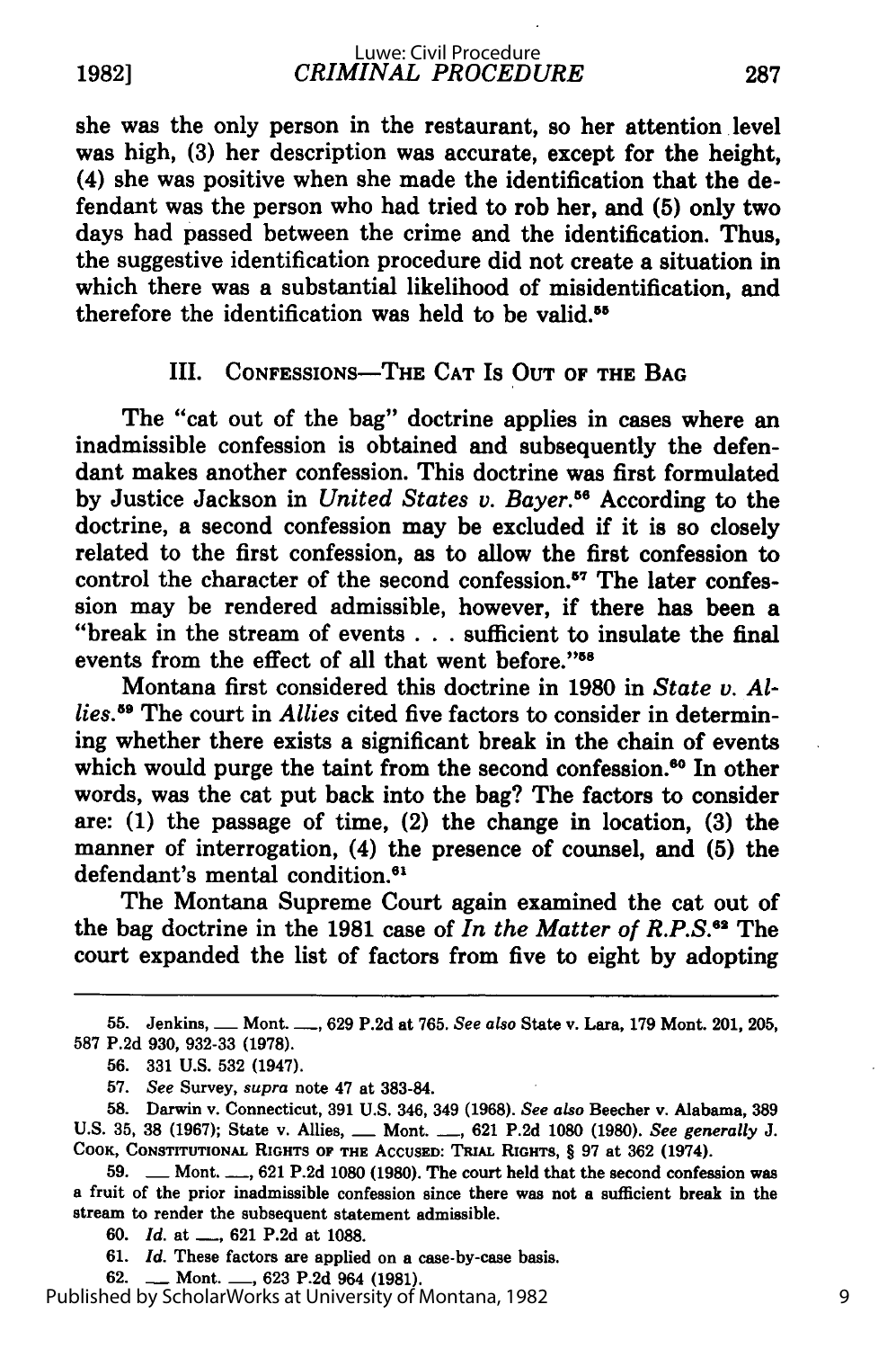she was the only person in the restaurant, so her attention level was high, (3) her description was accurate, except for the height, (4) she was positive when she made the identification that the defendant was the person who had tried to rob her, and (5) only two days had passed between the crime and the identification. Thus, the suggestive identification procedure did not create a situation in which there was a substantial likelihood of misidentification, and therefore the identification was held to be valid.[55]

## III. CONFESSIONS—THE CAT IS OUT OF THE BAG

The "cat out of the bag" doctrine applies in cases where an inadmissible confession is obtained and subsequently the defendant makes another confession. This doctrine was first formulated by Justice Jackson in *United States v. Bayer*.[56] According to the doctrine, a second confession may be excluded if it is so closely related to the first confession, as to allow the first confession to control the character of the second confession.[57] The later confession may be rendered admissible, however, if there has been a "break in the stream of events . . . sufficient to insulate the final events from the effect of all that went before."[58]

Montana first considered this doctrine in 1980 in *State v. Allies*.[59] The court in *Allies* cited five factors to consider in determining whether there exists a significant break in the chain of events which would purge the taint from the second confession.[60] In other words, was the cat put back into the bag? The factors to consider are: (1) the passage of time, (2) the change in location, (3) the manner of interrogation, (4) the presence of counsel, and (5) the defendant's mental condition.[61]

The Montana Supreme Court again examined the cat out of the bag doctrine in the 1981 case of *In the Matter of R.P.S.*[62] The court expanded the list of factors from five to eight by adopting

---

55. Jenkins, ___ Mont. ___, 629 P.2d at 765. *See also* State v. Lara, 179 Mont. 201, 205, 587 P.2d 930, 932-33 (1978).

56. 331 U.S. 532 (1947).

57. *See* Survey, *supra* note 47 at 383-84.

58. Darwin v. Connecticut, 391 U.S. 346, 349 (1968). *See also* Beecher v. Alabama, 389 U.S. 35, 38 (1967); State v. Allies, ___ Mont. ___, 621 P.2d 1080 (1980). *See generally* J. COOK, CONSTITUTIONAL RIGHTS OF THE ACCUSED: TRIAL RIGHTS, § 97 at 362 (1974).

59. ___ Mont. ___, 621 P.2d 1080 (1980). The court held that the second confession was a fruit of the prior inadmissible confession since there was not a sufficient break in the stream to render the subsequent statement admissible.

60. *Id.* at ___, 621 P.2d at 1088.

61. *Id.* These factors are applied on a case-by-case basis.

62. ___ Mont. ___, 623 P.2d 964 (1981).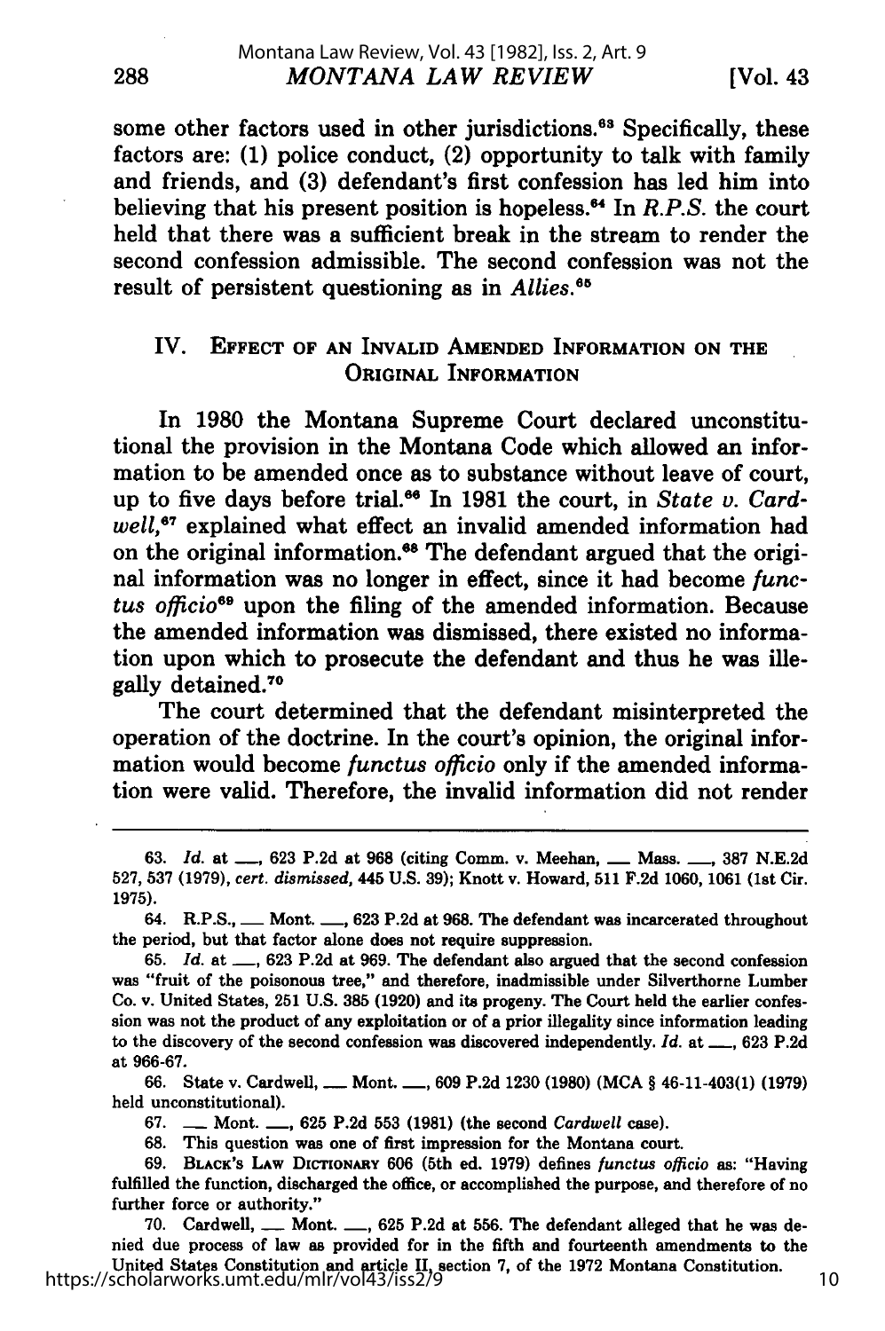some other factors used in other jurisdictions.[63] Specifically, these factors are: (1) police conduct, (2) opportunity to talk with family and friends, and (3) defendant's first confession has led him into believing that his present position is hopeless.[64] In *R.P.S.* the court held that there was a sufficient break in the stream to render the second confession admissible. The second confession was not the result of persistent questioning as in *Allies*.[65]

## IV. Effect of an Invalid Amended Information on the Original Information

In 1980 the Montana Supreme Court declared unconstitutional the provision in the Montana Code which allowed an information to be amended once as to substance without leave of court, up to five days before trial.[66] In 1981 the court, in *State v. Cardwell*,[67] explained what effect an invalid amended information had on the original information.[68] The defendant argued that the original information was no longer in effect, since it had become *functus officio*[69] upon the filing of the amended information. Because the amended information was dismissed, there existed no information upon which to prosecute the defendant and thus he was illegally detained.[70]

The court determined that the defendant misinterpreted the operation of the doctrine. In the court's opinion, the original information would become *functus officio* only if the amended information were valid. Therefore, the invalid information did not render

---

63. *Id.* at ___, 623 P.2d at 968 (citing Comm. v. Meehan, ___ Mass. ___, 387 N.E.2d 527, 537 (1979), *cert. dismissed*, 445 U.S. 39); Knott v. Howard, 511 F.2d 1060, 1061 (1st Cir. 1975).

64. R.P.S., ___ Mont. ___, 623 P.2d at 968. The defendant was incarcerated throughout the period, but that factor alone does not require suppression.

65. *Id.* at ___, 623 P.2d at 969. The defendant also argued that the second confession was "fruit of the poisonous tree," and therefore, inadmissible under Silverthorne Lumber Co. v. United States, 251 U.S. 385 (1920) and its progeny. The Court held the earlier confession was not the product of any exploitation or of a prior illegality since information leading to the discovery of the second confession was discovered independently. *Id.* at ___, 623 P.2d at 966-67.

66. State v. Cardwell, ___ Mont. ___, 609 P.2d 1230 (1980) (MCA § 46-11-403(1) (1979) held unconstitutional).

67. ___ Mont. ___, 625 P.2d 553 (1981) (the second *Cardwell* case).

68. This question was one of first impression for the Montana court.

69. Black's Law Dictionary 606 (5th ed. 1979) defines *functus officio* as: "Having fulfilled the function, discharged the office, or accomplished the purpose, and therefore of no further force or authority."

70. Cardwell, ___ Mont. ___, 625 P.2d at 556. The defendant alleged that he was denied due process of law as provided for in the fifth and fourteenth amendments to the United States Constitution and article II, section 7, of the 1972 Montana Constitution.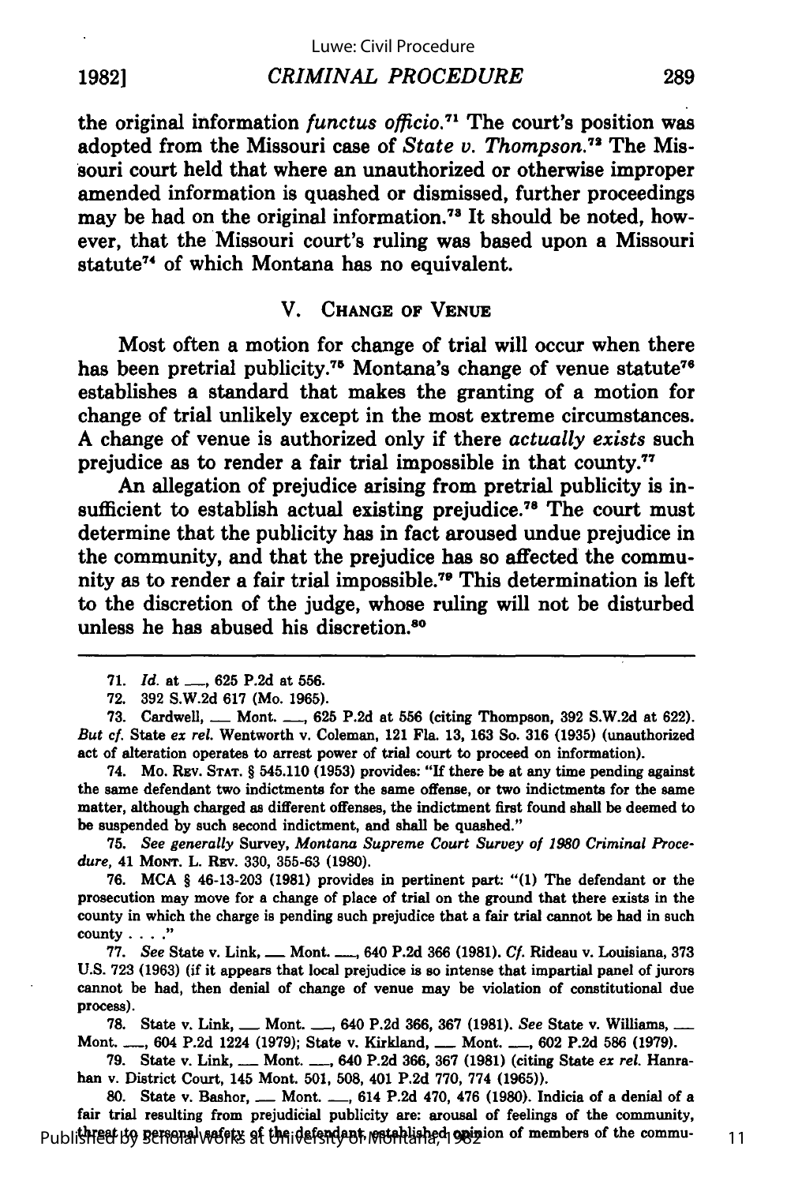the original information *functus officio*.[71] The court's position was adopted from the Missouri case of *State v. Thompson*.[72] The Missouri court held that where an unauthorized or otherwise improper amended information is quashed or dismissed, further proceedings may be had on the original information.[73] It should be noted, however, that the Missouri court's ruling was based upon a Missouri statute[74] of which Montana has no equivalent.

## V. CHANGE OF VENUE

Most often a motion for change of trial will occur when there has been pretrial publicity.[75] Montana's change of venue statute[76] establishes a standard that makes the granting of a motion for change of trial unlikely except in the most extreme circumstances. A change of venue is authorized only if there *actually exists* such prejudice as to render a fair trial impossible in that county.[77]

An allegation of prejudice arising from pretrial publicity is insufficient to establish actual existing prejudice.[78] The court must determine that the publicity has in fact aroused undue prejudice in the community, and that the prejudice has so affected the community as to render a fair trial impossible.[79] This determination is left to the discretion of the judge, whose ruling will not be disturbed unless he has abused his discretion.[80]

---

71. *Id.* at \_\_\_, 625 P.2d at 556.

72. 392 S.W.2d 617 (Mo. 1965).

73. Cardwell, \_\_\_ Mont. \_\_\_, 625 P.2d at 556 (citing Thompson, 392 S.W.2d at 622). *But cf.* State *ex rel.* Wentworth v. Coleman, 121 Fla. 13, 163 So. 316 (1935) (unauthorized act of alteration operates to arrest power of trial court to proceed on information).

74. Mo. REV. STAT. § 545.110 (1953) provides: "If there be at any time pending against the same defendant two indictments for the same offense, or two indictments for the same matter, although charged as different offenses, the indictment first found shall be deemed to be suspended by such second indictment, and shall be quashed."

75. *See generally* Survey, *Montana Supreme Court Survey of 1980 Criminal Procedure*, 41 MONT. L. REV. 330, 355-63 (1980).

76. MCA § 46-13-203 (1981) provides in pertinent part: "(1) The defendant or the prosecution may move for a change of place of trial on the ground that there exists in the county in which the charge is pending such prejudice that a fair trial cannot be had in such county . . . ."

77. *See* State v. Link, \_\_\_ Mont. \_\_\_, 640 P.2d 366 (1981). *Cf.* Rideau v. Louisiana, 373 U.S. 723 (1963) (if it appears that local prejudice is so intense that impartial panel of jurors cannot be had, then denial of change of venue may be violation of constitutional due process).

78. State v. Link, \_\_\_ Mont. \_\_\_, 640 P.2d 366, 367 (1981). *See* State v. Williams, \_\_\_ Mont. \_\_\_, 604 P.2d 1224 (1979); State v. Kirkland, \_\_\_ Mont. \_\_\_, 602 P.2d 586 (1979).

79. State v. Link, \_\_\_ Mont. \_\_\_, 640 P.2d 366, 367 (1981) (citing State *ex rel.* Hanrahan v. District Court, 145 Mont. 501, 508, 401 P.2d 770, 774 (1965)).

80. State v. Bashor, \_\_\_ Mont. \_\_\_, 614 P.2d 470, 476 (1980). Indicia of a denial of a fair trial resulting from prejudicial publicity are: arousal of feelings of the community, threat to personal safety of the defendant, established opinion of members of the commu-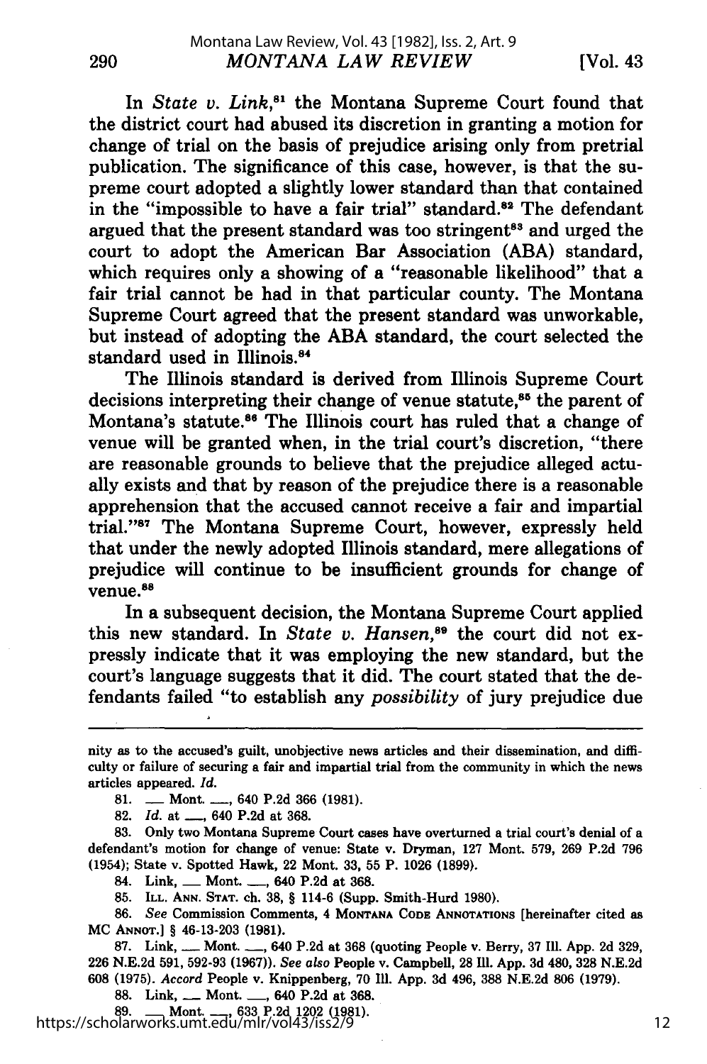In *State v. Link*,[81] the Montana Supreme Court found that the district court had abused its discretion in granting a motion for change of trial on the basis of prejudice arising only from pretrial publication. The significance of this case, however, is that the supreme court adopted a slightly lower standard than that contained in the "impossible to have a fair trial" standard.[82] The defendant argued that the present standard was too stringent[83] and urged the court to adopt the American Bar Association (ABA) standard, which requires only a showing of a "reasonable likelihood" that a fair trial cannot be had in that particular county. The Montana Supreme Court agreed that the present standard was unworkable, but instead of adopting the ABA standard, the court selected the standard used in Illinois.[84]

The Illinois standard is derived from Illinois Supreme Court decisions interpreting their change of venue statute,[85] the parent of Montana's statute.[86] The Illinois court has ruled that a change of venue will be granted when, in the trial court's discretion, "there are reasonable grounds to believe that the prejudice alleged actually exists and that by reason of the prejudice there is a reasonable apprehension that the accused cannot receive a fair and impartial trial."[87] The Montana Supreme Court, however, expressly held that under the newly adopted Illinois standard, mere allegations of prejudice will continue to be insufficient grounds for change of venue.[88]

In a subsequent decision, the Montana Supreme Court applied this new standard. In *State v. Hansen*,[89] the court did not expressly indicate that it was employing the new standard, but the court's language suggests that it did. The court stated that the defendants failed "to establish any *possibility* of jury prejudice due

---

nity as to the accused's guilt, unobjective news articles and their dissemination, and difficulty or failure of securing a fair and impartial trial from the community in which the news articles appeared. *Id.*

81. ___ Mont. ___, 640 P.2d 366 (1981).

82. *Id.* at ___, 640 P.2d at 368.

83. Only two Montana Supreme Court cases have overturned a trial court's denial of a defendant's motion for change of venue: State v. Dryman, 127 Mont. 579, 269 P.2d 796 (1954); State v. Spotted Hawk, 22 Mont. 33, 55 P. 1026 (1899).

84. Link, ___ Mont. ___, 640 P.2d at 368.

85. ILL. ANN. STAT. ch. 38, § 114-6 (Supp. Smith-Hurd 1980).

86. *See* Commission Comments, 4 MONTANA CODE ANNOTATIONS [hereinafter cited as MC ANNOT.] § 46-13-203 (1981).

87. Link, ___ Mont. ___, 640 P.2d at 368 (quoting People v. Berry, 37 Ill. App. 2d 329, 226 N.E.2d 591, 592-93 (1967)). *See also* People v. Campbell, 28 Ill. App. 3d 480, 328 N.E.2d 608 (1975). *Accord* People v. Knippenberg, 70 Ill. App. 3d 496, 388 N.E.2d 806 (1979).

88. Link, ___ Mont. ___, 640 P.2d at 368.

89. ___ Mont. ___, 633 P.2d 1202 (1981).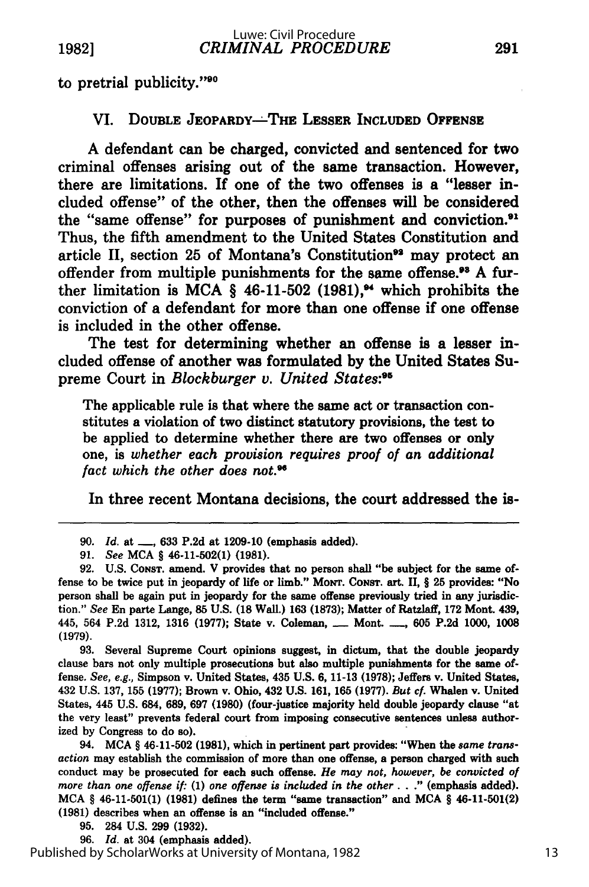to pretrial publicity."[90]

## VI. Double Jeopardy—The Lesser Included Offense

A defendant can be charged, convicted and sentenced for two criminal offenses arising out of the same transaction. However, there are limitations. If one of the two offenses is a "lesser included offense" of the other, then the offenses will be considered the "same offense" for purposes of punishment and conviction.[91] Thus, the fifth amendment to the United States Constitution and article II, section 25 of Montana's Constitution[92] may protect an offender from multiple punishments for the same offense.[93] A further limitation is MCA § 46-11-502 (1981),[94] which prohibits the conviction of a defendant for more than one offense if one offense is included in the other offense.

The test for determining whether an offense is a lesser included offense of another was formulated by the United States Supreme Court in *Blockburger v. United States*:[95]

> The applicable rule is that where the same act or transaction constitutes a violation of two distinct statutory provisions, the test to be applied to determine whether there are two offenses or only one, is *whether each provision requires proof of an additional fact which the other does not.*[96]

In three recent Montana decisions, the court addressed the is-

---

90. *Id.* at \_\_\_, 633 P.2d at 1209-10 (emphasis added).

91. *See* MCA § 46-11-502(1) (1981).

92. U.S. Const. amend. V provides that no person shall "be subject for the same offense to be twice put in jeopardy of life or limb." Mont. Const. art. II, § 25 provides: "No person shall be again put in jeopardy for the same offense previously tried in any jurisdiction." *See* En parte Lange, 85 U.S. (18 Wall.) 163 (1873); Matter of Ratzlaff, 172 Mont. 439, 445, 564 P.2d 1312, 1316 (1977); State v. Coleman, \_\_\_ Mont. \_\_\_, 605 P.2d 1000, 1008 (1979).

93. Several Supreme Court opinions suggest, in dictum, that the double jeopardy clause bars not only multiple prosecutions but also multiple punishments for the same offense. *See, e.g.*, Simpson v. United States, 435 U.S. 6, 11-13 (1978); Jeffers v. United States, 432 U.S. 137, 155 (1977); Brown v. Ohio, 432 U.S. 161, 165 (1977). *But cf.* Whalen v. United States, 445 U.S. 684, 689, 697 (1980) (four-justice majority held double jeopardy clause "at the very least" prevents federal court from imposing consecutive sentences unless authorized by Congress to do so).

94. MCA § 46-11-502 (1981), which in pertinent part provides: "When the *same transaction* may establish the commission of more than one offense, a person charged with such conduct may be prosecuted for each such offense. *He may not, however, be convicted of more than one offense if:* (1) *one offense is included in the other* . . ." (emphasis added). MCA § 46-11-501(1) (1981) defines the term "same transaction" and MCA § 46-11-501(2) (1981) describes when an offense is an "included offense."

95. 284 U.S. 299 (1932).

96. *Id.* at 304 (emphasis added).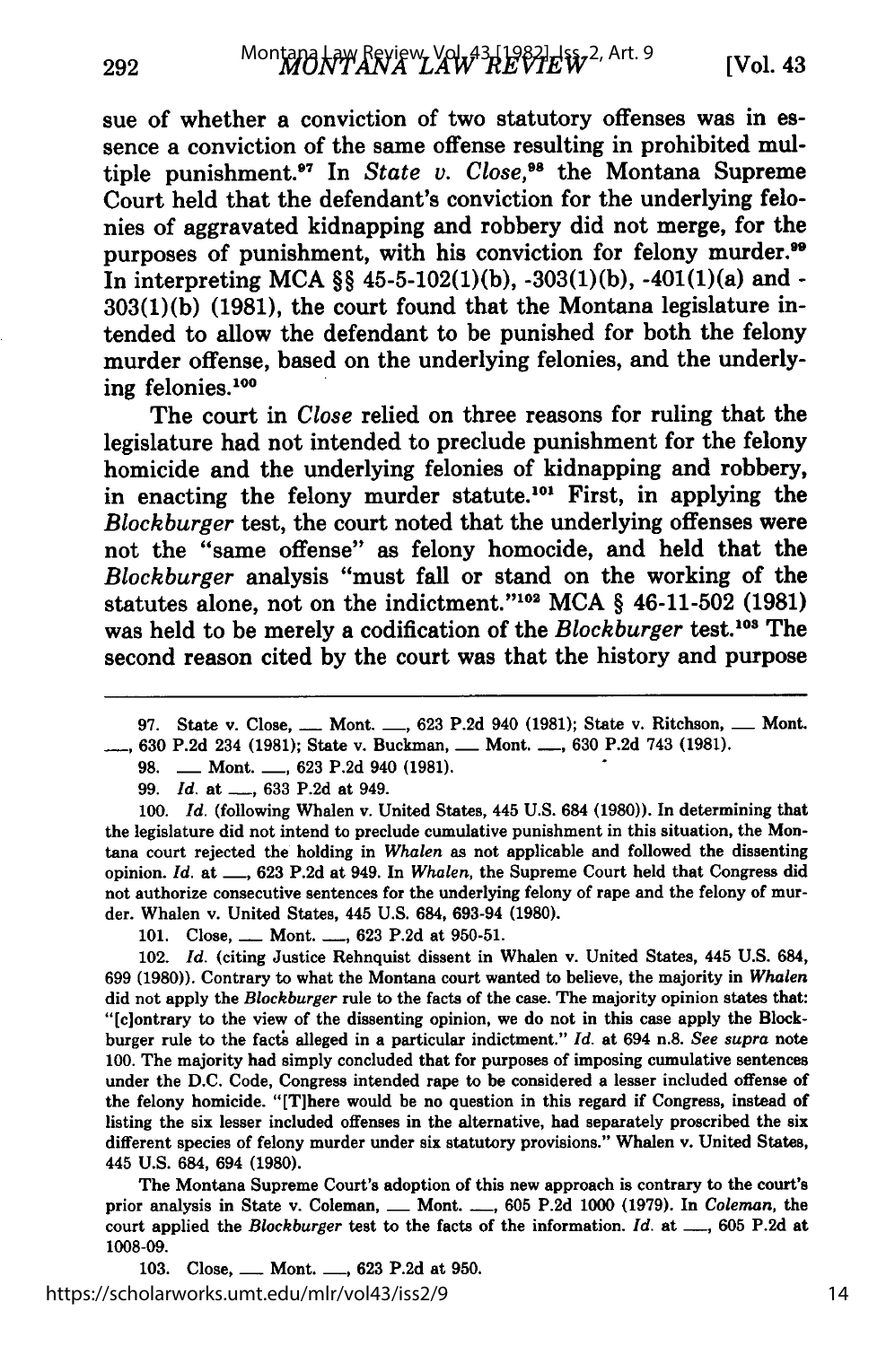sue of whether a conviction of two statutory offenses was in essence a conviction of the same offense resulting in prohibited multiple punishment.[97] In *State v. Close*,[98] the Montana Supreme Court held that the defendant's conviction for the underlying felonies of aggravated kidnapping and robbery did not merge, for the purposes of punishment, with his conviction for felony murder.[99] In interpreting MCA §§ 45-5-102(1)(b), -303(1)(b), -401(1)(a) and -303(1)(b) (1981), the court found that the Montana legislature intended to allow the defendant to be punished for both the felony murder offense, based on the underlying felonies, and the underlying felonies.[100]

The court in *Close* relied on three reasons for ruling that the legislature had not intended to preclude punishment for the felony homicide and the underlying felonies of kidnapping and robbery, in enacting the felony murder statute.[101] First, in applying the *Blockburger* test, the court noted that the underlying offenses were not the "same offense" as felony homocide, and held that the *Blockburger* analysis "must fall or stand on the working of the statutes alone, not on the indictment."[102] MCA § 46-11-502 (1981) was held to be merely a codification of the *Blockburger* test.[103] The second reason cited by the court was that the history and purpose

---

97. State v. Close, ___ Mont. ___, 623 P.2d 940 (1981); State v. Ritchson, ___ Mont. ___, 630 P.2d 234 (1981); State v. Buckman, ___ Mont. ___, 630 P.2d 743 (1981).

98. ___ Mont. ___, 623 P.2d 940 (1981).

99. *Id.* at ___, 633 P.2d at 949.

100. *Id.* (following Whalen v. United States, 445 U.S. 684 (1980)). In determining that the legislature did not intend to preclude cumulative punishment in this situation, the Montana court rejected the holding in *Whalen* as not applicable and followed the dissenting opinion. *Id.* at ___, 623 P.2d at 949. In *Whalen*, the Supreme Court held that Congress did not authorize consecutive sentences for the underlying felony of rape and the felony of murder. Whalen v. United States, 445 U.S. 684, 693-94 (1980).

101. Close, ___ Mont. ___, 623 P.2d at 950-51.

102. *Id.* (citing Justice Rehnquist dissent in Whalen v. United States, 445 U.S. 684, 699 (1980)). Contrary to what the Montana court wanted to believe, the majority in *Whalen* did not apply the *Blockburger* rule to the facts of the case. The majority opinion states that: "[c]ontrary to the view of the dissenting opinion, we do not in this case apply the Blockburger rule to the facts alleged in a particular indictment." *Id.* at 694 n.8. *See supra* note 100. The majority had simply concluded that for purposes of imposing cumulative sentences under the D.C. Code, Congress intended rape to be considered a lesser included offense of the felony homicide. "[T]here would be no question in this regard if Congress, instead of listing the six lesser included offenses in the alternative, had separately proscribed the six different species of felony murder under six statutory provisions." Whalen v. United States, 445 U.S. 684, 694 (1980).

The Montana Supreme Court's adoption of this new approach is contrary to the court's prior analysis in State v. Coleman, ___ Mont. ___, 605 P.2d 1000 (1979). In *Coleman*, the court applied the *Blockburger* test to the facts of the information. *Id.* at ___, 605 P.2d at 1008-09.

103. Close, ___ Mont. ___, 623 P.2d at 950.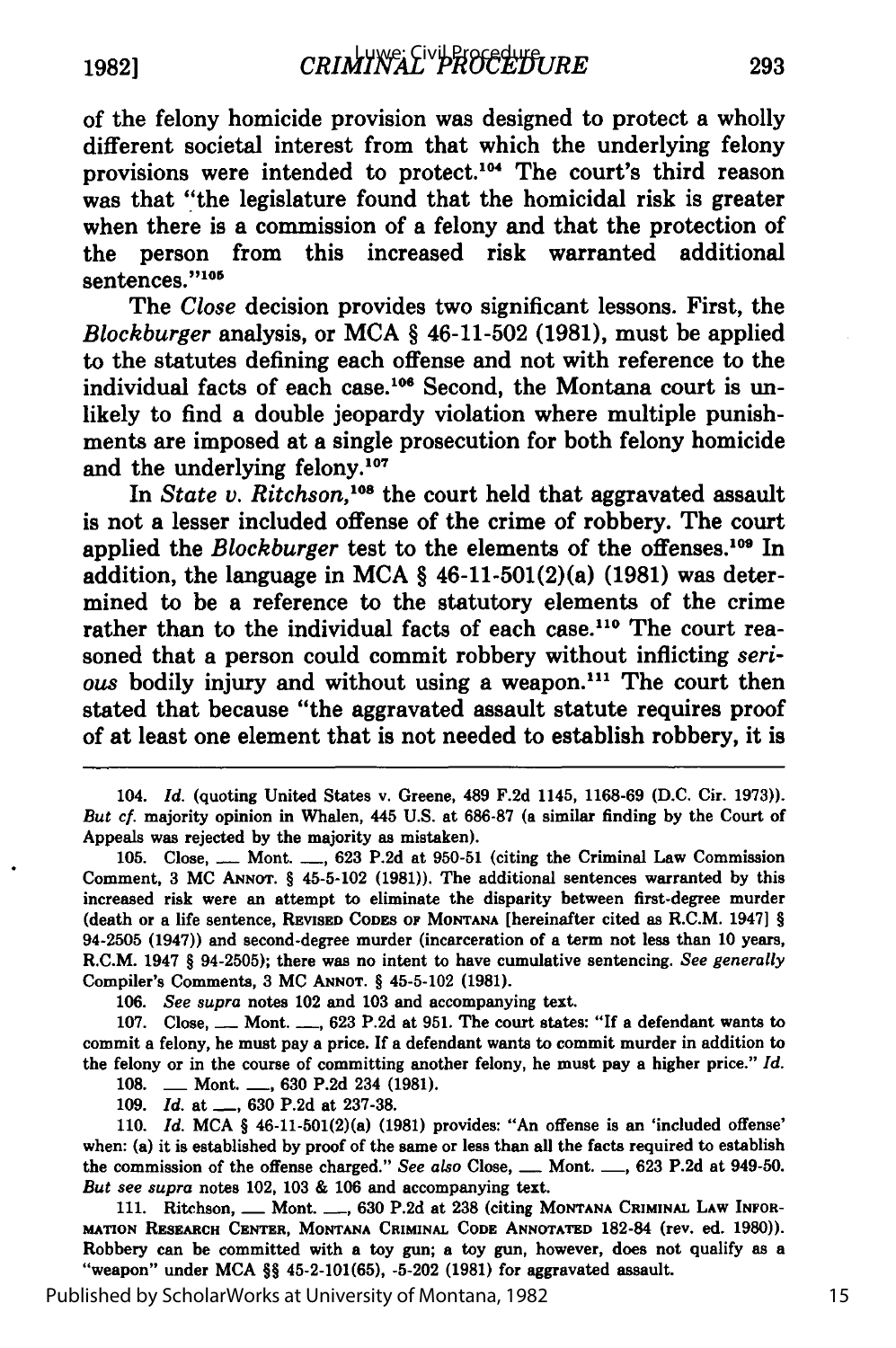of the felony homicide provision was designed to protect a wholly different societal interest from that which the underlying felony provisions were intended to protect.[104] The court's third reason was that "the legislature found that the homicidal risk is greater when there is a commission of a felony and that the protection of the person from this increased risk warranted additional sentences."[105]

The *Close* decision provides two significant lessons. First, the *Blockburger* analysis, or MCA § 46-11-502 (1981), must be applied to the statutes defining each offense and not with reference to the individual facts of each case.[106] Second, the Montana court is unlikely to find a double jeopardy violation where multiple punishments are imposed at a single prosecution for both felony homicide and the underlying felony.[107]

In *State v. Ritchson*,[108] the court held that aggravated assault is not a lesser included offense of the crime of robbery. The court applied the *Blockburger* test to the elements of the offenses.[109] In addition, the language in MCA § 46-11-501(2)(a) (1981) was determined to be a reference to the statutory elements of the crime rather than to the individual facts of each case.[110] The court reasoned that a person could commit robbery without inflicting *serious* bodily injury and without using a weapon.[111] The court then stated that because "the aggravated assault statute requires proof of at least one element that is not needed to establish robbery, it is

---

104. *Id.* (quoting United States v. Greene, 489 F.2d 1145, 1168-69 (D.C. Cir. 1973)). *But cf.* majority opinion in Whalen, 445 U.S. at 686-87 (a similar finding by the Court of Appeals was rejected by the majority as mistaken).

105. Close, ___ Mont. ___, 623 P.2d at 950-51 (citing the Criminal Law Commission Comment, 3 MC ANNOT. § 45-5-102 (1981)). The additional sentences warranted by this increased risk were an attempt to eliminate the disparity between first-degree murder (death or a life sentence, REVISED CODES OF MONTANA [hereinafter cited as R.C.M. 1947] § 94-2505 (1947)) and second-degree murder (incarceration of a term not less than 10 years, R.C.M. 1947 § 94-2505); there was no intent to have cumulative sentencing. *See generally* Compiler's Comments, 3 MC ANNOT. § 45-5-102 (1981).

106. *See supra* notes 102 and 103 and accompanying text.

107. Close, ___ Mont. ___, 623 P.2d at 951. The court states: "If a defendant wants to commit a felony, he must pay a price. If a defendant wants to commit murder in addition to the felony or in the course of committing another felony, he must pay a higher price." *Id.*

108. ___ Mont. ___, 630 P.2d 234 (1981).

109. *Id.* at ___, 630 P.2d at 237-38.

110. *Id.* MCA § 46-11-501(2)(a) (1981) provides: "An offense is an 'included offense' when: (a) it is established by proof of the same or less than all the facts required to establish the commission of the offense charged." *See also* Close, ___ Mont. ___, 623 P.2d at 949-50. *But see supra* notes 102, 103 & 106 and accompanying text.

111. Ritchson, ___ Mont. ___, 630 P.2d at 238 (citing MONTANA CRIMINAL LAW INFORMATION RESEARCH CENTER, MONTANA CRIMINAL CODE ANNOTATED 182-84 (rev. ed. 1980)). Robbery can be committed with a toy gun; a toy gun, however, does not qualify as a "weapon" under MCA §§ 45-2-101(65), -5-202 (1981) for aggravated assault.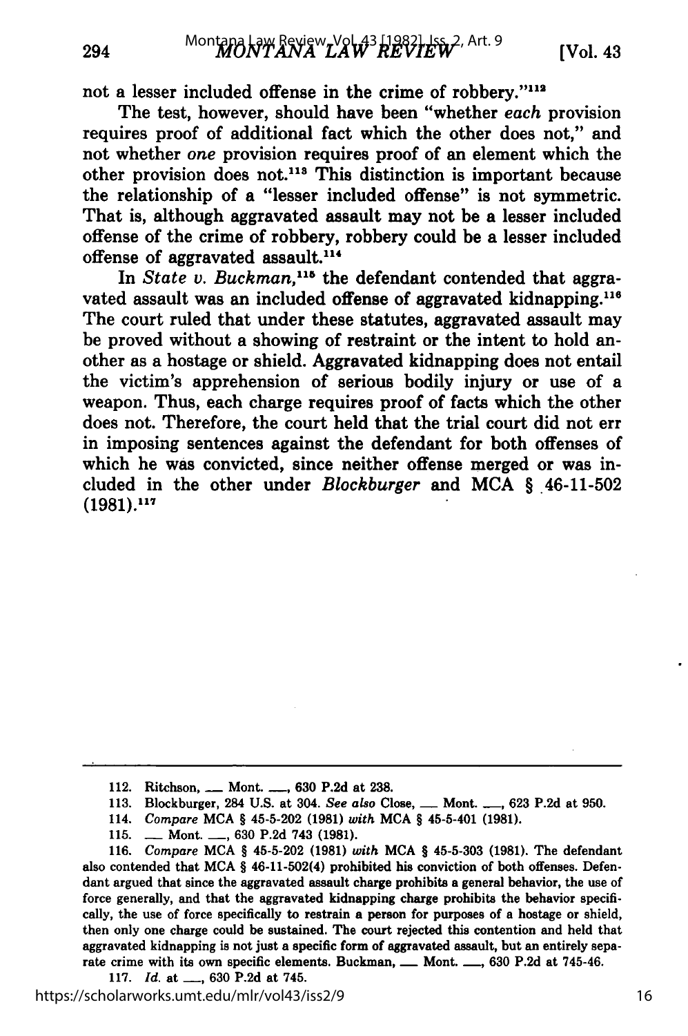not a lesser included offense in the crime of robbery."[112]

The test, however, should have been "whether *each* provision requires proof of additional fact which the other does not," and not whether *one* provision requires proof of an element which the other provision does not.[113] This distinction is important because the relationship of a "lesser included offense" is not symmetric. That is, although aggravated assault may not be a lesser included offense of the crime of robbery, robbery could be a lesser included offense of aggravated assault.[114]

In *State v. Buckman*,[115] the defendant contended that aggravated assault was an included offense of aggravated kidnapping.[116] The court ruled that under these statutes, aggravated assault may be proved without a showing of restraint or the intent to hold another as a hostage or shield. Aggravated kidnapping does not entail the victim's apprehension of serious bodily injury or use of a weapon. Thus, each charge requires proof of facts which the other does not. Therefore, the court held that the trial court did not err in imposing sentences against the defendant for both offenses of which he was convicted, since neither offense merged or was included in the other under *Blockburger* and MCA § 46-11-502 (1981).[117]

---

112. Ritchson, ___ Mont. ___, 630 P.2d at 238.

113. Blockburger, 284 U.S. at 304. *See also* Close, ___ Mont. ___, 623 P.2d at 950.

114. *Compare* MCA § 45-5-202 (1981) *with* MCA § 45-5-401 (1981).

115. ___ Mont. ___, 630 P.2d 743 (1981).

116. *Compare* MCA § 45-5-202 (1981) *with* MCA § 45-5-303 (1981). The defendant also contended that MCA § 46-11-502(4) prohibited his conviction of both offenses. Defendant argued that since the aggravated assault charge prohibits a general behavior, the use of force generally, and that the aggravated kidnapping charge prohibits the behavior specifically, the use of force specifically to restrain a person for purposes of a hostage or shield, then only one charge could be sustained. The court rejected this contention and held that aggravated kidnapping is not just a specific form of aggravated assault, but an entirely separate crime with its own specific elements. Buckman, ___ Mont. ___, 630 P.2d at 745-46.

117. *Id.* at ___, 630 P.2d at 745.